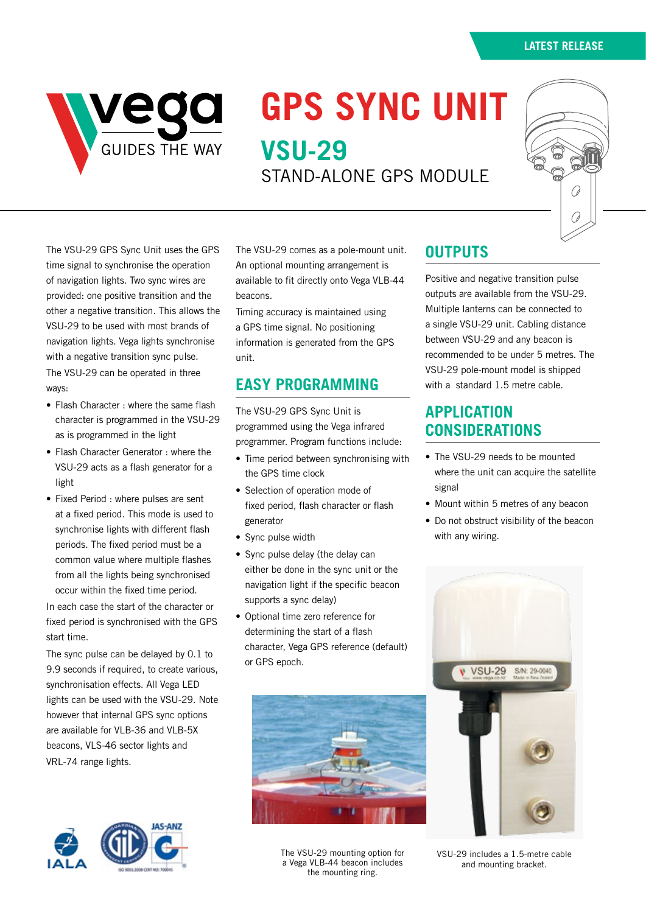LATEST RELEASE

vega GUIDES THE WAY

# GPS SYNC UNIT

## VSU-29

STAND-ALONE GPS MODULE

The VSU-29 GPS Sync Unit uses the GPS time signal to synchronise the operation of navigation lights. Two sync wires are provided: one positive transition and the other a negative transition. This allows the VSU-29 to be used with most brands of navigation lights. Vega lights synchronise with a negative transition sync pulse.

The VSU-29 can be operated in three ways:

- Flash Character : where the same flash character is programmed in the VSU-29 as is programmed in the light
- Flash Character Generator : where the VSU-29 acts as a flash generator for a light
- Fixed Period : where pulses are sent at a fixed period. This mode is used to synchronise lights with different flash periods. The fixed period must be a common value where multiple flashes from all the lights being synchronised occur within the fixed time period.

In each case the start of the character or fixed period is synchronised with the GPS start time.

The sync pulse can be delayed by 0.1 to 9.9 seconds if required, to create various, synchronisation effects. All Vega LED lights can be used with the VSU-29. Note however that internal GPS sync options are available for VLB-36 and VLB-5X beacons, VLS-46 sector lights and VRL-74 range lights.

The VSU-29 comes as a pole-mount unit. An optional mounting arrangement is available to fit directly onto Vega VLB-44 beacons.

Timing accuracy is maintained using a GPS time signal. No positioning information is generated from the GPS unit.

## EASY PROGRAMMING

The VSU-29 GPS Sync Unit is programmed using the Vega infrared programmer. Program functions include:

- Time period between synchronising with the GPS time clock
- Selection of operation mode of fixed period, flash character or flash generator
- Sync pulse width
- Sync pulse delay (the delay can either be done in the sync unit or the navigation light if the specific beacon supports a sync delay)
- Optional time zero reference for determining the start of a flash character, Vega GPS reference (default) or GPS epoch.

The VSU-29 mounting option for a Vega VLB-44 beacon includes the mounting ring.

## OUTPUTS

Positive and negative transition pulse outputs are available from the VSU-29. Multiple lanterns can be connected to a single VSU-29 unit. Cabling distance between VSU-29 and any beacon is recommended to be under 5 metres. The VSU-29 pole-mount model is shipped with a standard 1.5 metre cable.

## APPLICATION CONSIDERATIONS

- The VSU-29 needs to be mounted where the unit can acquire the satellite signal
- Mount within 5 metres of any beacon
- Do not obstruct visibility of the beacon with any wiring.

VSU-29 includes a 1.5-metre cable and mounting bracket.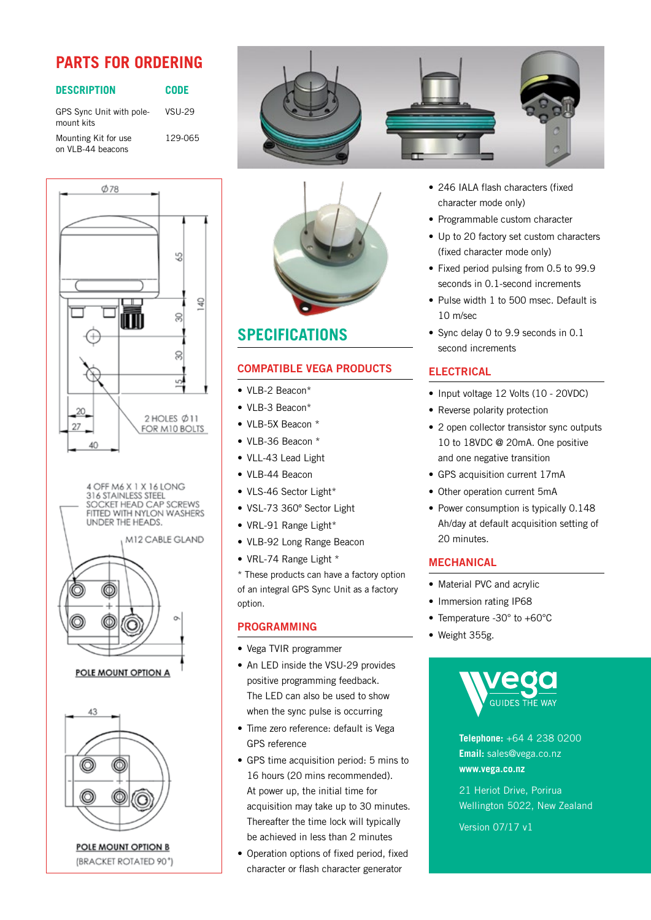## PARTS FOR ORDERING

| DESCRIPTION | CODE |
|---|---|
| GPS Sync Unit with pole-mount kits | VSU-29 |
| Mounting Kit for use on VLB-44 beacons | 129-065 |

Ø78

65

140

30

30

15

20

27

40

2 HOLES Ø11 FOR M10 BOLTS

4 OFF M6 X 1 X 16 LONG 316 STAINLESS STEEL SOCKET HEAD CAP SCREWS FITTED WITH NYLON WASHERS UNDER THE HEADS.

M12 CABLE GLAND

9

POLE MOUNT OPTION A

43

POLE MOUNT OPTION B (BRACKET ROTATED 90°)

## SPECIFICATIONS

### COMPATIBLE VEGA PRODUCTS

- VLB-2 Beacon*
- VLB-3 Beacon*
- VLB-5X Beacon *
- VLB-36 Beacon *
- VLL-43 Lead Light
- VLB-44 Beacon
- VLS-46 Sector Light*
- VSL-73 360° Sector Light
- VRL-91 Range Light*
- VLB-92 Long Range Beacon
- VRL-74 Range Light *

* These products can have a factory option of an integral GPS Sync Unit as a factory option.

### PROGRAMMING

- Vega TVIR programmer
- An LED inside the VSU-29 provides positive programming feedback. The LED can also be used to show when the sync pulse is occurring
- Time zero reference: default is Vega GPS reference
- GPS time acquisition period: 5 mins to 16 hours (20 mins recommended). At power up, the initial time for acquisition may take up to 30 minutes. Thereafter the time lock will typically be achieved in less than 2 minutes
- Operation options of fixed period, fixed character or flash character generator
- 246 IALA flash characters (fixed character mode only)
- Programmable custom character
- Up to 20 factory set custom characters (fixed character mode only)
- Fixed period pulsing from 0.5 to 99.9 seconds in 0.1-second increments
- Pulse width 1 to 500 msec. Default is 10 m/sec
- Sync delay 0 to 9.9 seconds in 0.1 second increments

### ELECTRICAL

- Input voltage 12 Volts (10 - 20VDC)
- Reverse polarity protection
- 2 open collector transistor sync outputs 10 to 18VDC @ 20mA. One positive and one negative transition
- GPS acquisition current 17mA
- Other operation current 5mA
- Power consumption is typically 0.148 Ah/day at default acquisition setting of 20 minutes.

### MECHANICAL

- Material PVC and acrylic
- Immersion rating IP68
- Temperature -30° to +60°C
- Weight 355g.

vega GUIDES THE WAY

**Telephone:** +64 4 238 0200
**Email:** sales@vega.co.nz
**www.vega.co.nz**

21 Heriot Drive, Porirua
Wellington 5022, New Zealand

Version 07/17 v1